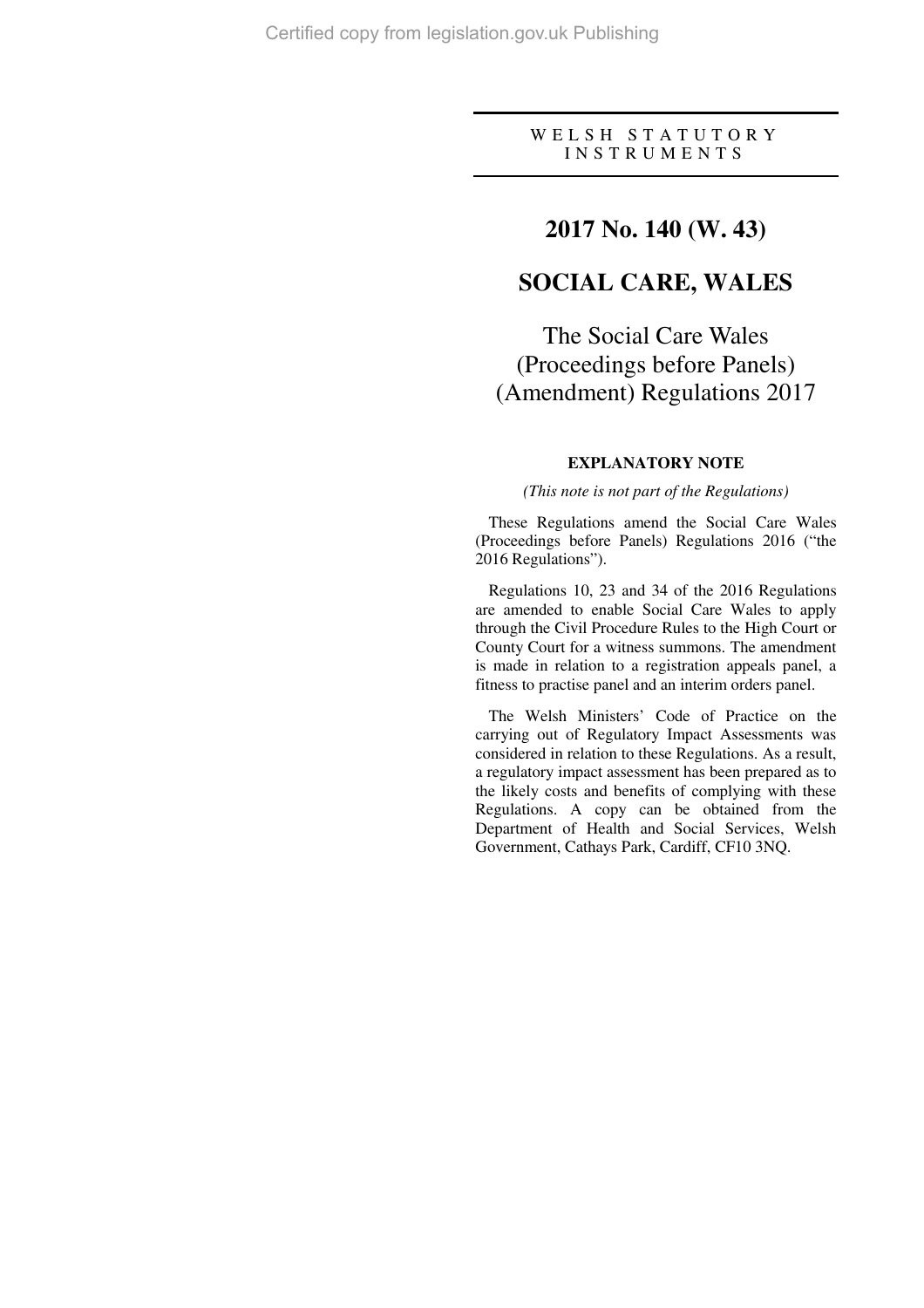WELSH STATUTORY INSTRUMENTS

# 2017 No. 140 (W. 43)

# SOCIAL CARE, WALES

## The Social Care Wales (Proceedings before Panels) (Amendment) Regulations 2017

### EXPLANATORY NOTE

*(This note is not part of the Regulations)*

These Regulations amend the Social Care Wales (Proceedings before Panels) Regulations 2016 ("the 2016 Regulations").

Regulations 10, 23 and 34 of the 2016 Regulations are amended to enable Social Care Wales to apply through the Civil Procedure Rules to the High Court or County Court for a witness summons. The amendment is made in relation to a registration appeals panel, a fitness to practise panel and an interim orders panel.

The Welsh Ministers' Code of Practice on the carrying out of Regulatory Impact Assessments was considered in relation to these Regulations. As a result, a regulatory impact assessment has been prepared as to the likely costs and benefits of complying with these Regulations. A copy can be obtained from the Department of Health and Social Services, Welsh Government, Cathays Park, Cardiff, CF10 3NQ.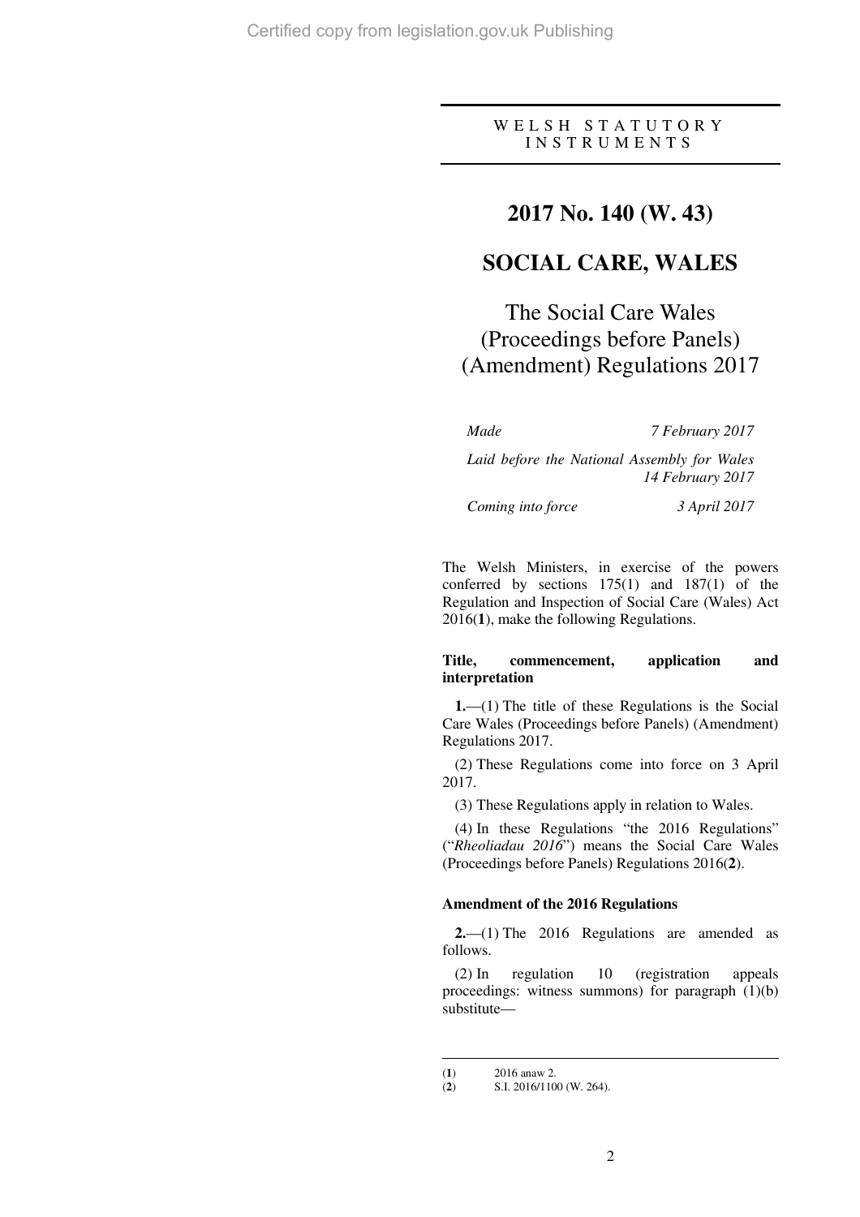WELSH STATUTORY INSTRUMENTS

# 2017 No. 140 (W. 43)

# SOCIAL CARE, WALES

## The Social Care Wales (Proceedings before Panels) (Amendment) Regulations 2017

| | |
|---|---|
| *Made* | *7 February 2017* |
| *Laid before the National Assembly for Wales* | *14 February 2017* |
| *Coming into force* | *3 April 2017* |

The Welsh Ministers, in exercise of the powers conferred by sections 175(1) and 187(1) of the Regulation and Inspection of Social Care (Wales) Act 2016([1]), make the following Regulations.

### Title, commencement, application and interpretation

**1.**—(1) The title of these Regulations is the Social Care Wales (Proceedings before Panels) (Amendment) Regulations 2017.

(2) These Regulations come into force on 3 April 2017.

(3) These Regulations apply in relation to Wales.

(4) In these Regulations "the 2016 Regulations" ("*Rheoliadau 2016*") means the Social Care Wales (Proceedings before Panels) Regulations 2016([2]).

### Amendment of the 2016 Regulations

**2.**—(1) The 2016 Regulations are amended as follows.

(2) In regulation 10 (registration appeals proceedings: witness summons) for paragraph (1)(b) substitute—

([1]) 2016 anaw 2.

([2]) S.I. 2016/1100 (W. 264).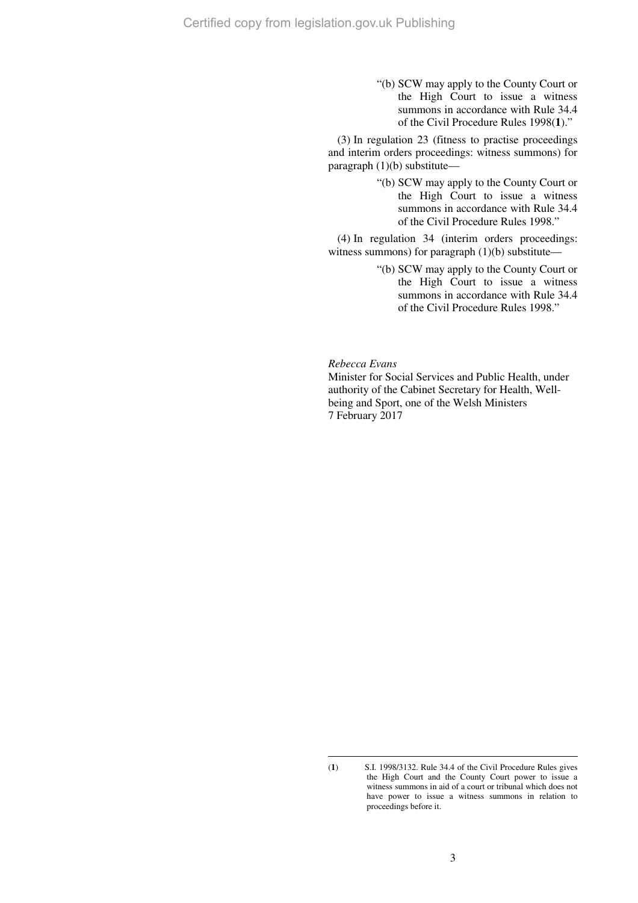"(b) SCW may apply to the County Court or the High Court to issue a witness summons in accordance with Rule 34.4 of the Civil Procedure Rules 1998([1])."

(3) In regulation 23 (fitness to practise proceedings and interim orders proceedings: witness summons) for paragraph (1)(b) substitute—

"(b) SCW may apply to the County Court or the High Court to issue a witness summons in accordance with Rule 34.4 of the Civil Procedure Rules 1998."

(4) In regulation 34 (interim orders proceedings: witness summons) for paragraph (1)(b) substitute—

"(b) SCW may apply to the County Court or the High Court to issue a witness summons in accordance with Rule 34.4 of the Civil Procedure Rules 1998."

*Rebecca Evans*
Minister for Social Services and Public Health, under authority of the Cabinet Secretary for Health, Well-being and Sport, one of the Welsh Ministers
7 February 2017

---

([1]) S.I. 1998/3132. Rule 34.4 of the Civil Procedure Rules gives the High Court and the County Court power to issue a witness summons in aid of a court or tribunal which does not have power to issue a witness summons in relation to proceedings before it.